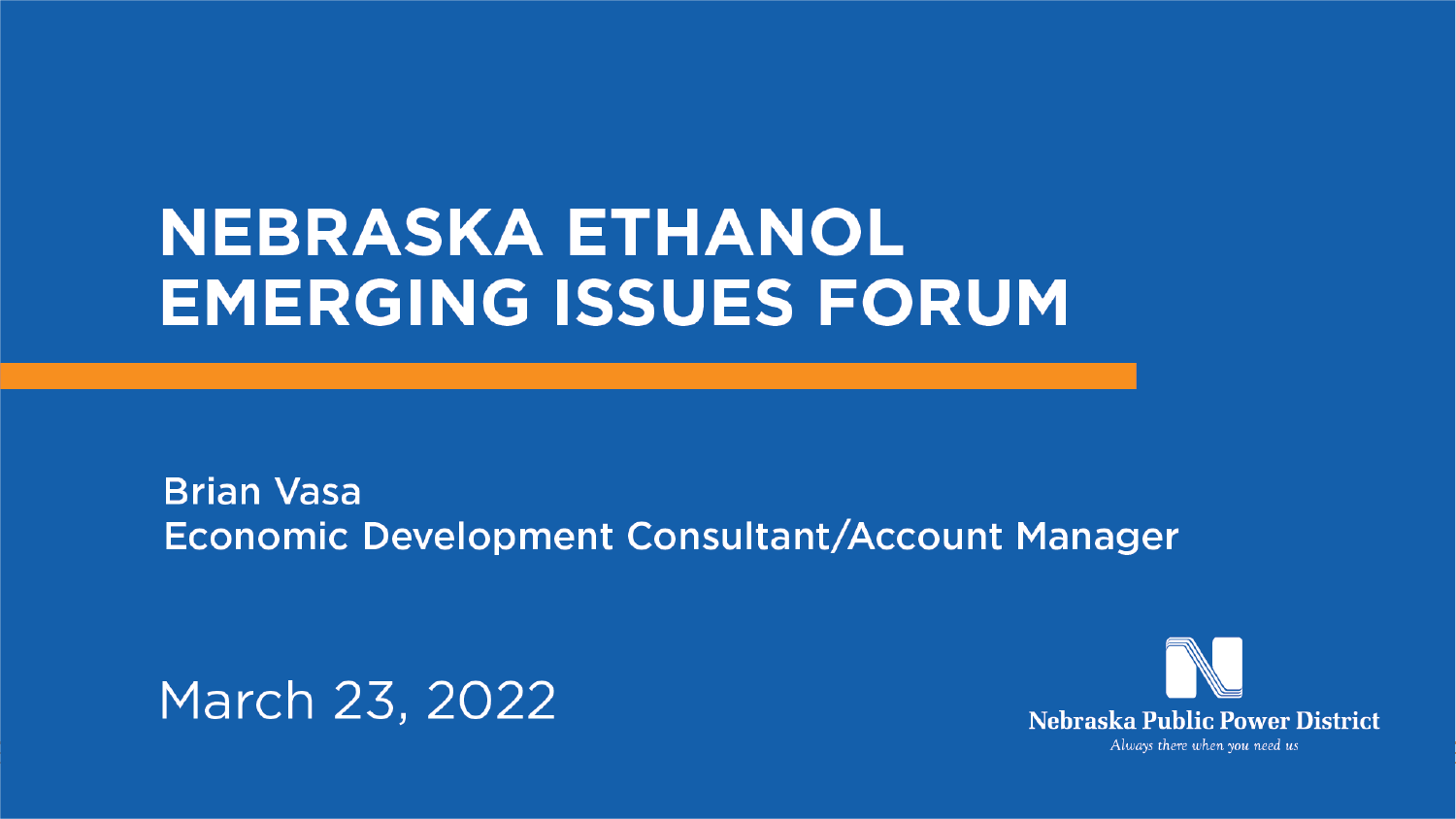# NEBRASKA ETHANOL EMERGING ISSUES FORUM

Brian Vasa
Economic Development Consultant/Account Manager

March 23, 2022

Nebraska Public Power District
*Always there when you need us*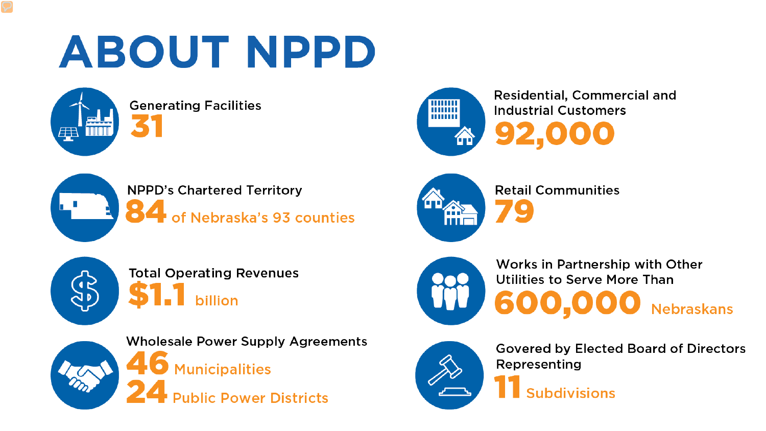# ABOUT NPPD

Generating Facilities
**31**

NPPD's Chartered Territory
**84** of Nebraska's 93 counties

Total Operating Revenues
**$1.1** billion

Wholesale Power Supply Agreements
**46** Municipalities
**24** Public Power Districts

Residential, Commercial and Industrial Customers
**92,000**

Retail Communities
**79**

Works in Partnership with Other Utilities to Serve More Than
**600,000** Nebraskans

Govered by Elected Board of Directors Representing
**11** Subdivisions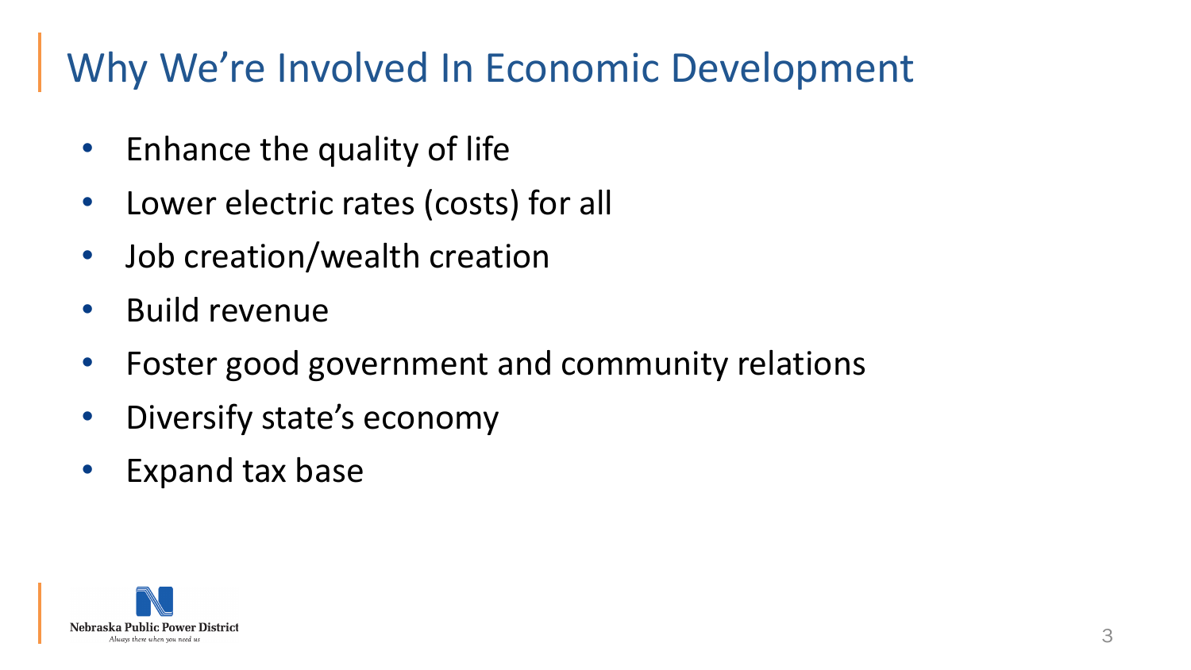# Why We're Involved In Economic Development

- Enhance the quality of life
- Lower electric rates (costs) for all
- Job creation/wealth creation
- Build revenue
- Foster good government and community relations
- Diversify state's economy
- Expand tax base

Nebraska Public Power District
*Always there when you need us*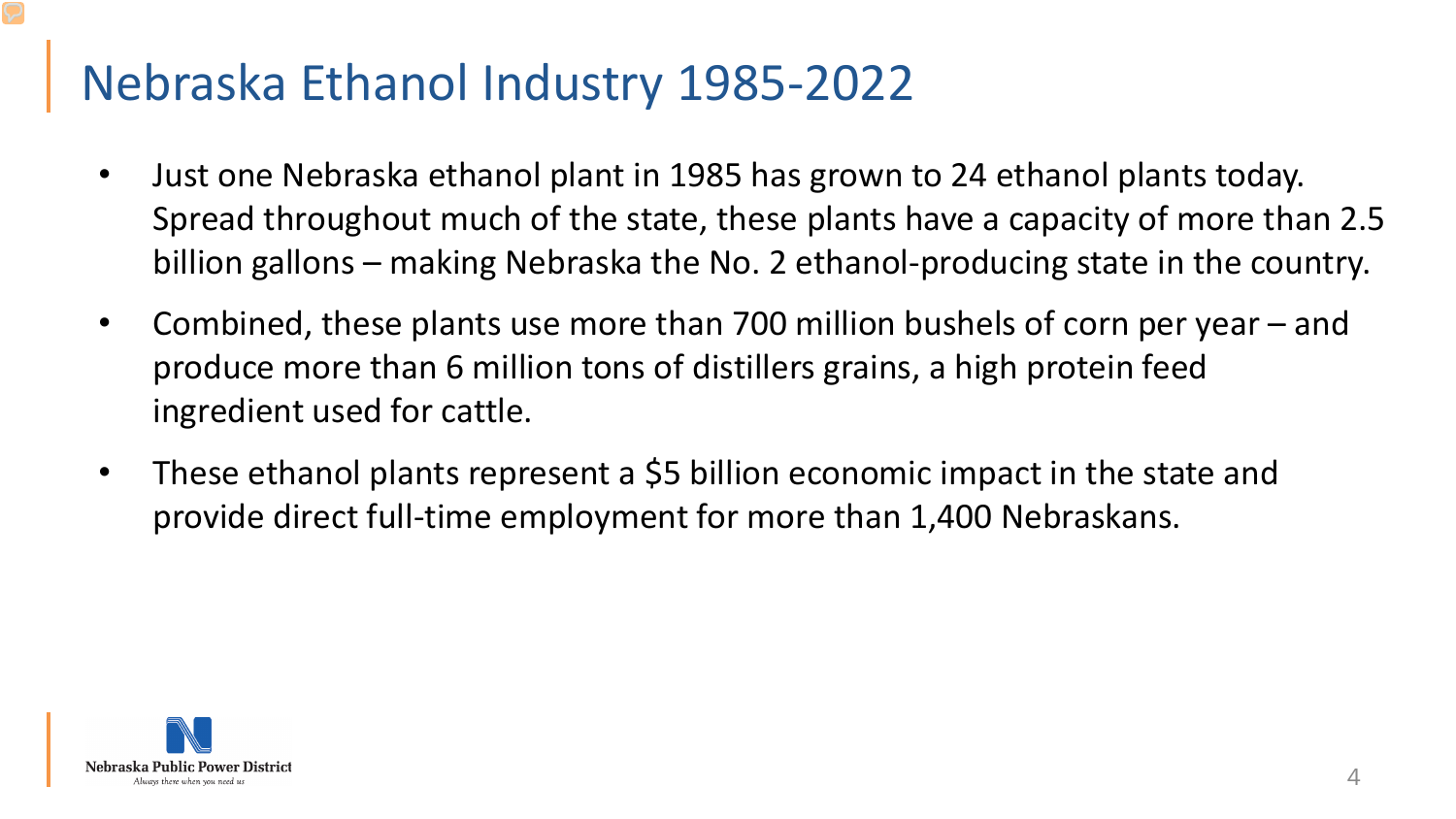# Nebraska Ethanol Industry 1985-2022

- Just one Nebraska ethanol plant in 1985 has grown to 24 ethanol plants today. Spread throughout much of the state, these plants have a capacity of more than 2.5 billion gallons – making Nebraska the No. 2 ethanol-producing state in the country.
- Combined, these plants use more than 700 million bushels of corn per year – and produce more than 6 million tons of distillers grains, a high protein feed ingredient used for cattle.
- These ethanol plants represent a $5 billion economic impact in the state and provide direct full-time employment for more than 1,400 Nebraskans.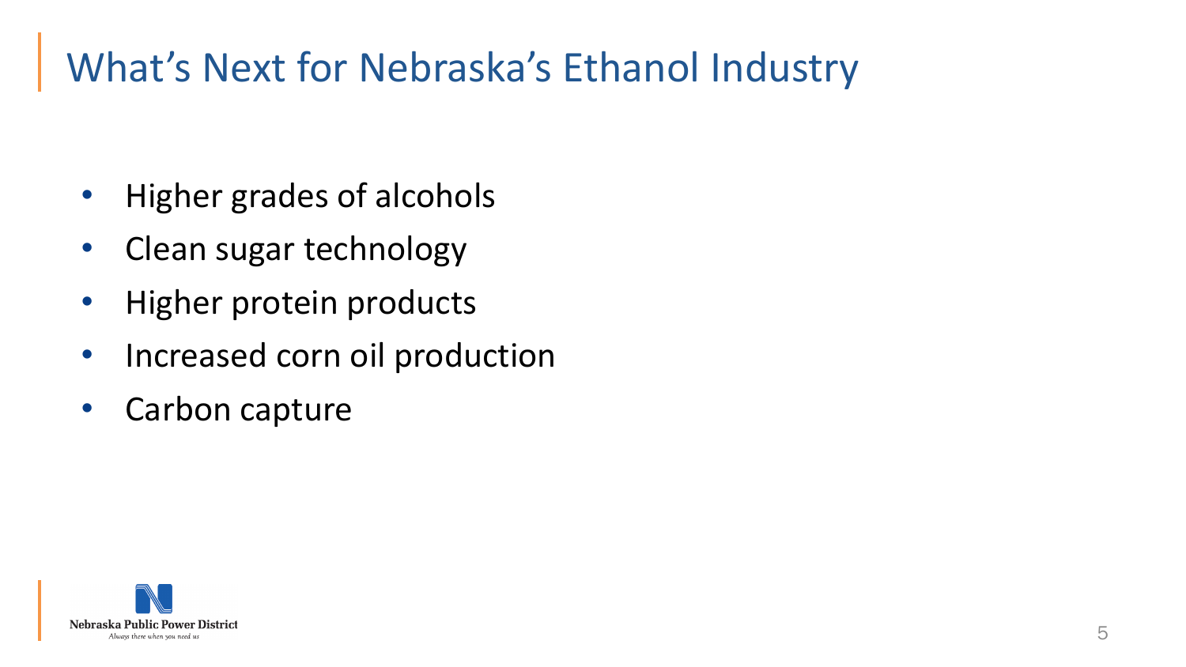# What's Next for Nebraska's Ethanol Industry

- Higher grades of alcohols
- Clean sugar technology
- Higher protein products
- Increased corn oil production
- Carbon capture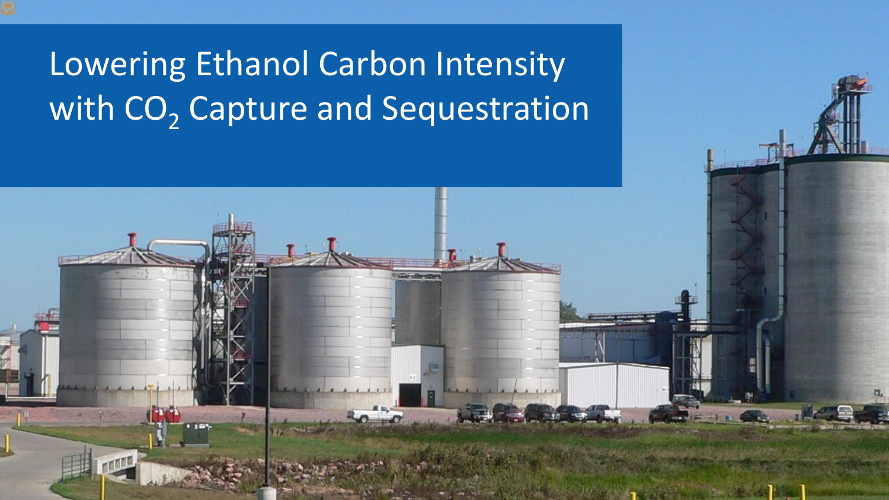# Lowering Ethanol Carbon Intensity with $CO_2$ Capture and Sequestration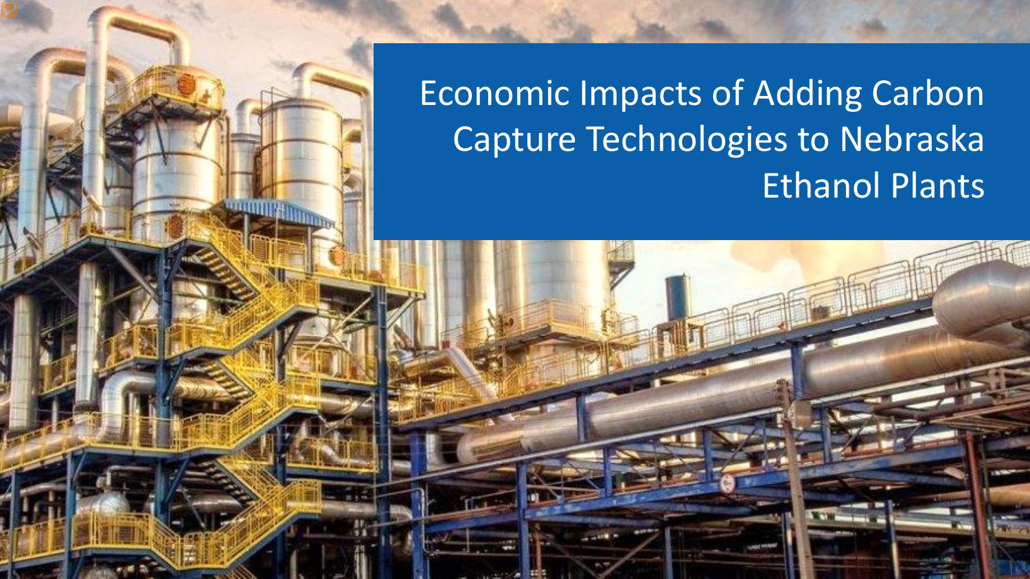# Economic Impacts of Adding Carbon Capture Technologies to Nebraska Ethanol Plants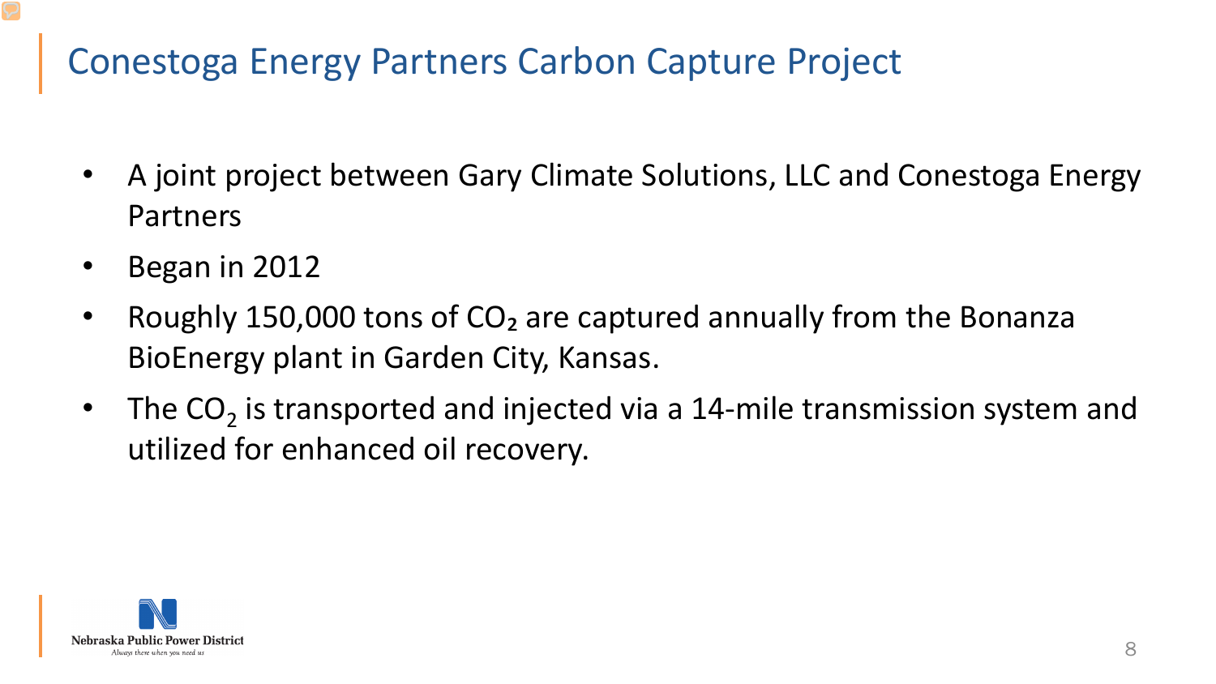# Conestoga Energy Partners Carbon Capture Project

- A joint project between Gary Climate Solutions, LLC and Conestoga Energy Partners
- Began in 2012
- Roughly 150,000 tons of $CO_2$ are captured annually from the Bonanza BioEnergy plant in Garden City, Kansas.
- The $CO_2$ is transported and injected via a 14-mile transmission system and utilized for enhanced oil recovery.

Nebraska Public Power District
*Always there when you need us*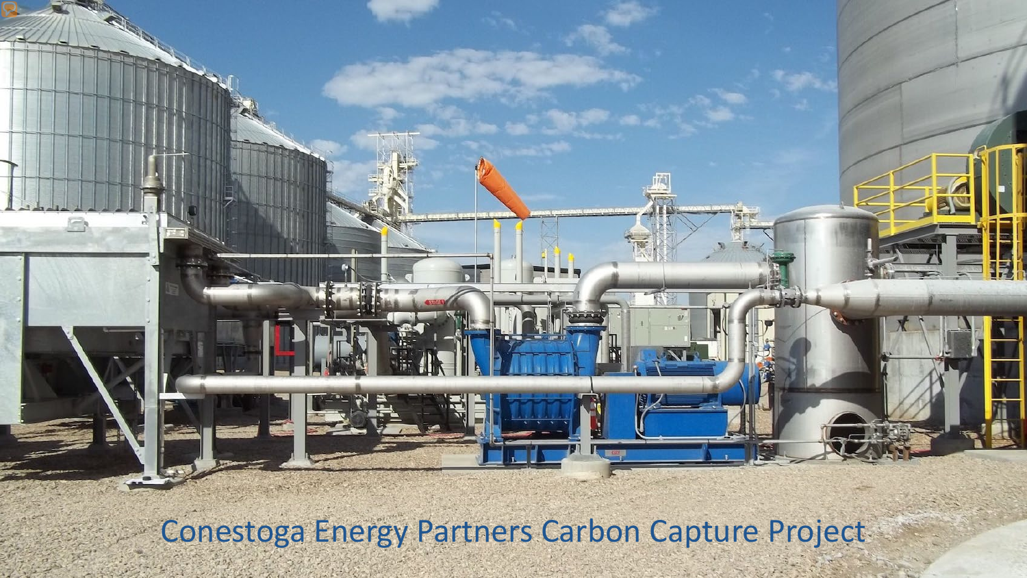Conestoga Energy Partners Carbon Capture Project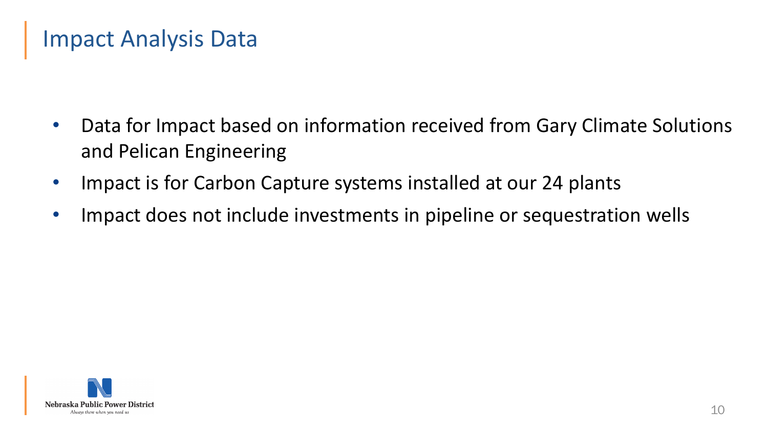# Impact Analysis Data

- Data for Impact based on information received from Gary Climate Solutions and Pelican Engineering
- Impact is for Carbon Capture systems installed at our 24 plants
- Impact does not include investments in pipeline or sequestration wells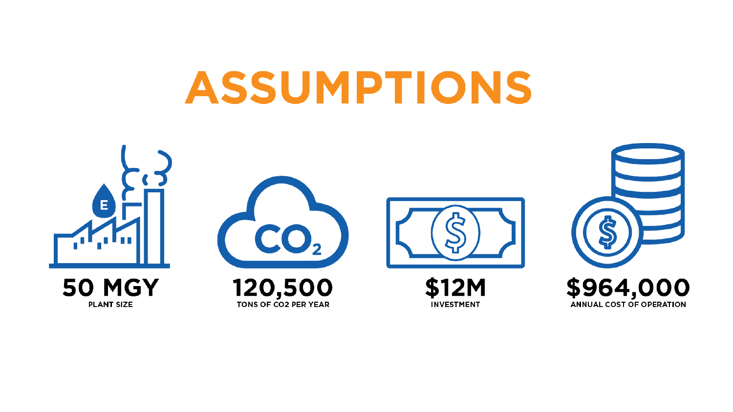# ASSUMPTIONS

**50 MGY**
PLANT SIZE

**120,500**
TONS OF CO2 PER YEAR

**$12M**
INVESTMENT

**$964,000**
ANNUAL COST OF OPERATION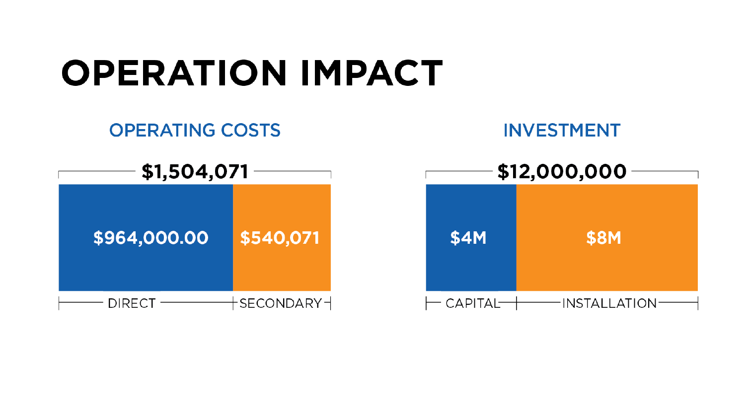# OPERATION IMPACT

## OPERATING COSTS

**$1,504,071**

| DIRECT | SECONDARY |
| --- | --- |
| $964,000.00 | $540,071 |

## INVESTMENT

**$12,000,000**

| CAPITAL | INSTALLATION |
| --- | --- |
| $4M | $8M |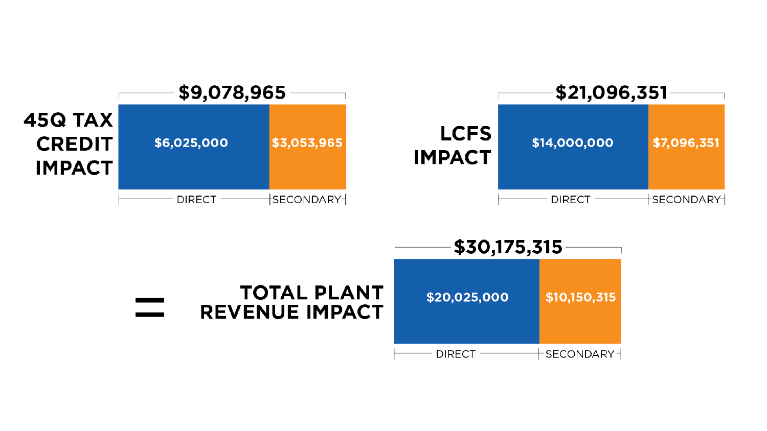## 45Q TAX CREDIT IMPACT

**$9,078,965**

| DIRECT | SECONDARY |
| --- | --- |
| $6,025,000 | $3,053,965 |

## LCFS IMPACT

**$21,096,351**

| DIRECT | SECONDARY |
| --- | --- |
| $14,000,000 | $7,096,351 |

## = TOTAL PLANT REVENUE IMPACT

**$30,175,315**

| DIRECT | SECONDARY |
| --- | --- |
| $20,025,000 | $10,150,315 |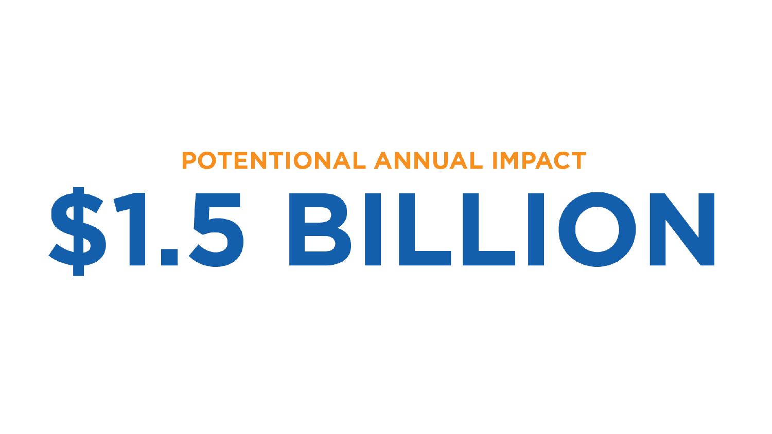POTENTIONAL ANNUAL IMPACT

# $1.5 BILLION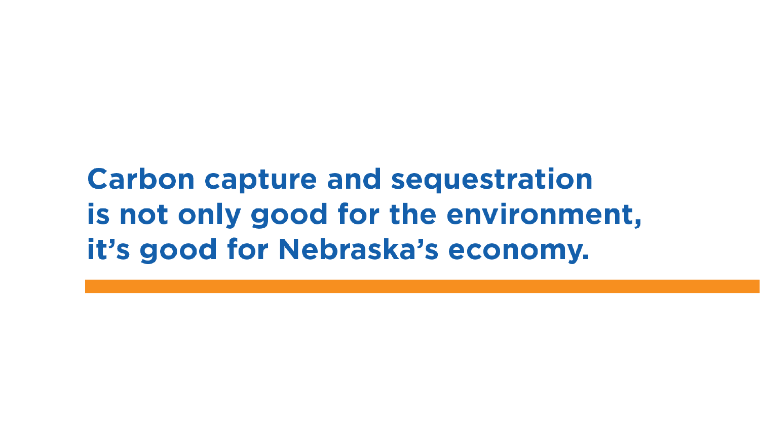**Carbon capture and sequestration is not only good for the environment, it's good for Nebraska's economy.**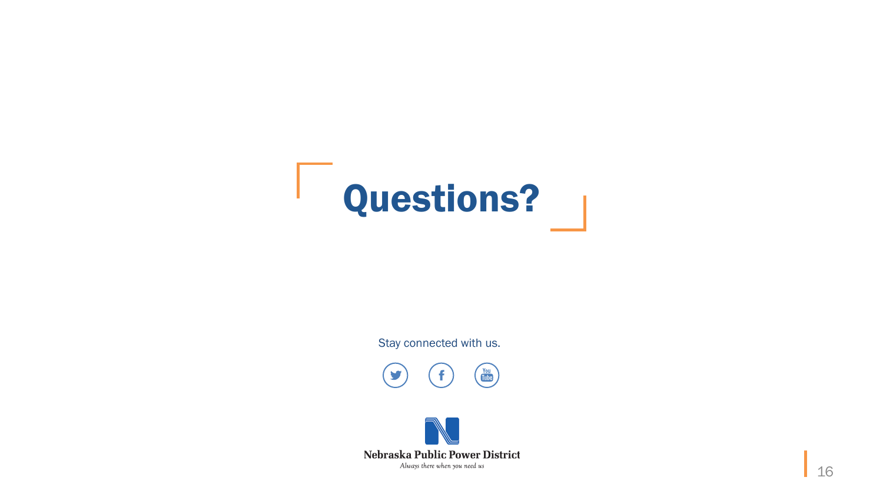# Questions?

Stay connected with us.

Nebraska Public Power District

*Always there when you need us*